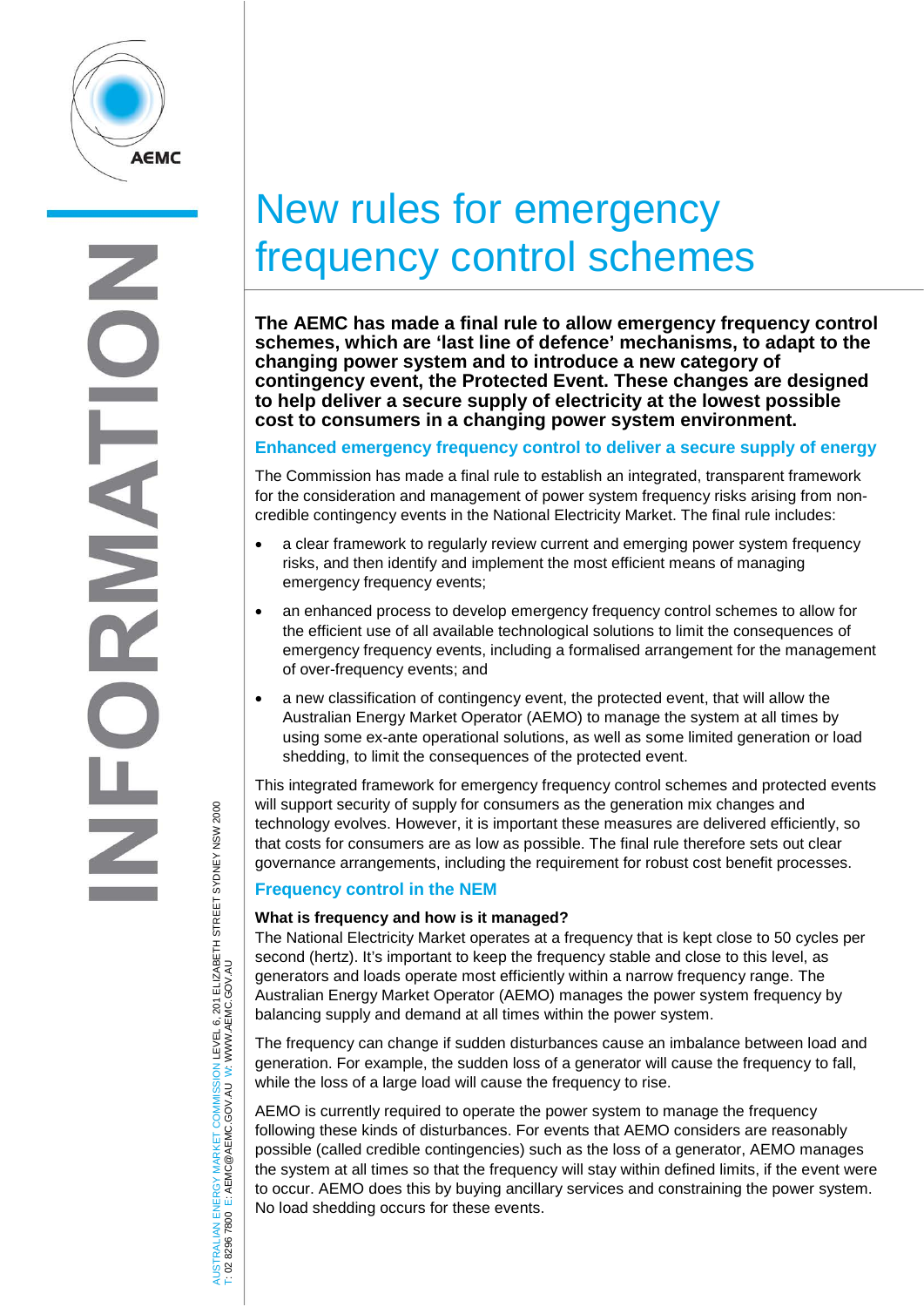# New rules for emergency frequency control schemes

**The AEMC has made a final rule to allow emergency frequency control schemes, which are 'last line of defence' mechanisms, to adapt to the changing power system and to introduce a new category of contingency event, the Protected Event. These changes are designed to help deliver a secure supply of electricity at the lowest possible cost to consumers in a changing power system environment.**

## Enhanced emergency frequency control to deliver a secure supply of energy

The Commission has made a final rule to establish an integrated, transparent framework for the consideration and management of power system frequency risks arising from non-credible contingency events in the National Electricity Market. The final rule includes:

- a clear framework to regularly review current and emerging power system frequency risks, and then identify and implement the most efficient means of managing emergency frequency events;
- an enhanced process to develop emergency frequency control schemes to allow for the efficient use of all available technological solutions to limit the consequences of emergency frequency events, including a formalised arrangement for the management of over-frequency events; and
- a new classification of contingency event, the protected event, that will allow the Australian Energy Market Operator (AEMO) to manage the system at all times by using some ex-ante operational solutions, as well as some limited generation or load shedding, to limit the consequences of the protected event.

This integrated framework for emergency frequency control schemes and protected events will support security of supply for consumers as the generation mix changes and technology evolves. However, it is important these measures are delivered efficiently, so that costs for consumers are as low as possible. The final rule therefore sets out clear governance arrangements, including the requirement for robust cost benefit processes.

## Frequency control in the NEM

### What is frequency and how is it managed?

The National Electricity Market operates at a frequency that is kept close to 50 cycles per second (hertz). It's important to keep the frequency stable and close to this level, as generators and loads operate most efficiently within a narrow frequency range. The Australian Energy Market Operator (AEMO) manages the power system frequency by balancing supply and demand at all times within the power system.

The frequency can change if sudden disturbances cause an imbalance between load and generation. For example, the sudden loss of a generator will cause the frequency to fall, while the loss of a large load will cause the frequency to rise.

AEMO is currently required to operate the power system to manage the frequency following these kinds of disturbances. For events that AEMO considers are reasonably possible (called credible contingencies) such as the loss of a generator, AEMO manages the system at all times so that the frequency will stay within defined limits, if the event were to occur. AEMO does this by buying ancillary services and constraining the power system. No load shedding occurs for these events.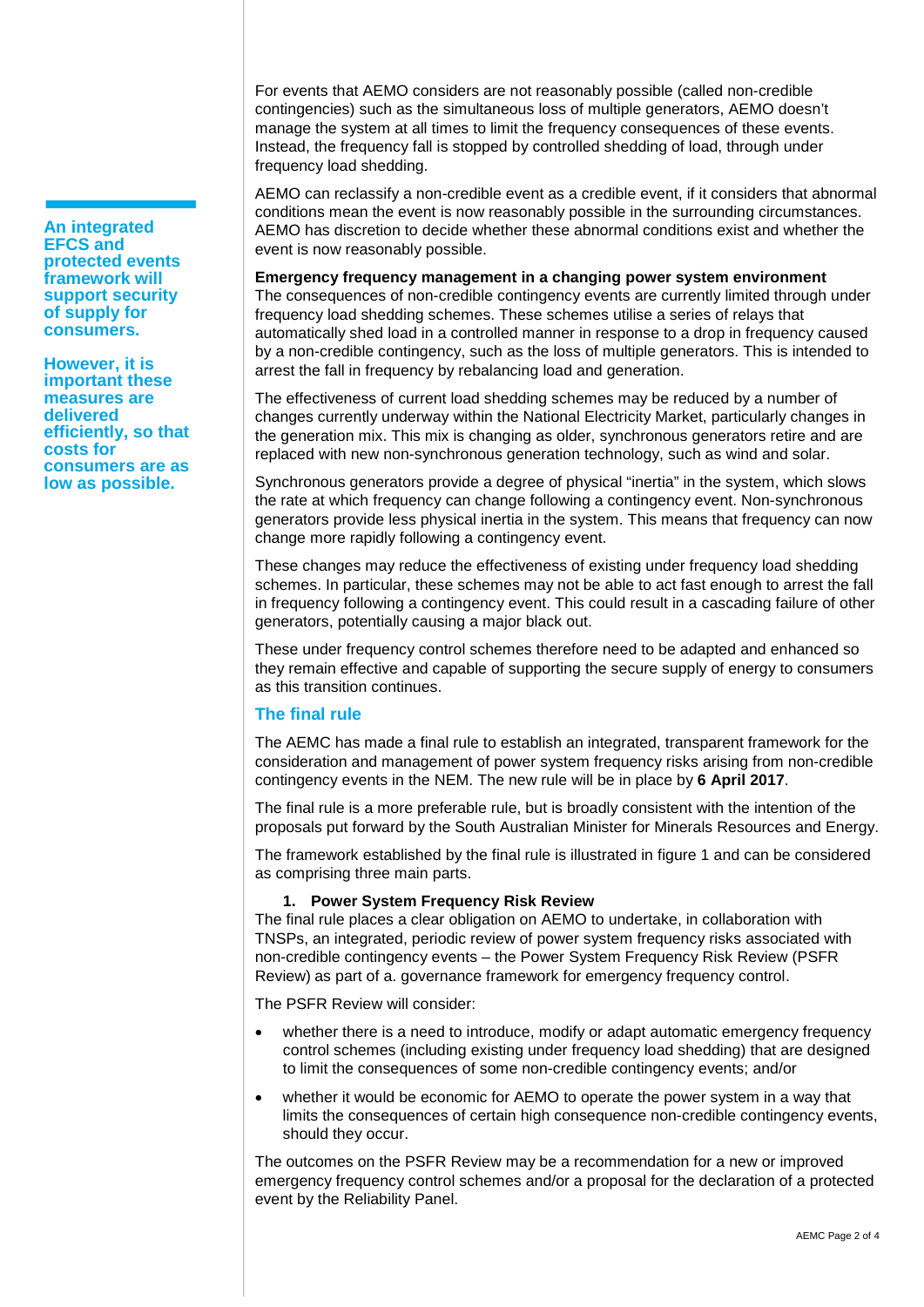For events that AEMO considers are not reasonably possible (called non-credible contingencies) such as the simultaneous loss of multiple generators, AEMO doesn't manage the system at all times to limit the frequency consequences of these events. Instead, the frequency fall is stopped by controlled shedding of load, through under frequency load shedding.

AEMO can reclassify a non-credible event as a credible event, if it considers that abnormal conditions mean the event is now reasonably possible in the surrounding circumstances. AEMO has discretion to decide whether these abnormal conditions exist and whether the event is now reasonably possible.

**An integrated EFCS and protected events framework will support security of supply for consumers.**

**However, it is important these measures are delivered efficiently, so that costs for consumers are as low as possible.**

**Emergency frequency management in a changing power system environment**

The consequences of non-credible contingency events are currently limited through under frequency load shedding schemes. These schemes utilise a series of relays that automatically shed load in a controlled manner in response to a drop in frequency caused by a non-credible contingency, such as the loss of multiple generators. This is intended to arrest the fall in frequency by rebalancing load and generation.

The effectiveness of current load shedding schemes may be reduced by a number of changes currently underway within the National Electricity Market, particularly changes in the generation mix. This mix is changing as older, synchronous generators retire and are replaced with new non-synchronous generation technology, such as wind and solar.

Synchronous generators provide a degree of physical "inertia" in the system, which slows the rate at which frequency can change following a contingency event. Non-synchronous generators provide less physical inertia in the system. This means that frequency can now change more rapidly following a contingency event.

These changes may reduce the effectiveness of existing under frequency load shedding schemes. In particular, these schemes may not be able to act fast enough to arrest the fall in frequency following a contingency event. This could result in a cascading failure of other generators, potentially causing a major black out.

These under frequency control schemes therefore need to be adapted and enhanced so they remain effective and capable of supporting the secure supply of energy to consumers as this transition continues.

## The final rule

The AEMC has made a final rule to establish an integrated, transparent framework for the consideration and management of power system frequency risks arising from non-credible contingency events in the NEM. The new rule will be in place by **6 April 2017**.

The final rule is a more preferable rule, but is broadly consistent with the intention of the proposals put forward by the South Australian Minister for Minerals Resources and Energy.

The framework established by the final rule is illustrated in figure 1 and can be considered as comprising three main parts.

1. **Power System Frequency Risk Review**

The final rule places a clear obligation on AEMO to undertake, in collaboration with TNSPs, an integrated, periodic review of power system frequency risks associated with non-credible contingency events – the Power System Frequency Risk Review (PSFR Review) as part of a. governance framework for emergency frequency control.

The PSFR Review will consider:

- whether there is a need to introduce, modify or adapt automatic emergency frequency control schemes (including existing under frequency load shedding) that are designed to limit the consequences of some non-credible contingency events; and/or
- whether it would be economic for AEMO to operate the power system in a way that limits the consequences of certain high consequence non-credible contingency events, should they occur.

The outcomes on the PSFR Review may be a recommendation for a new or improved emergency frequency control schemes and/or a proposal for the declaration of a protected event by the Reliability Panel.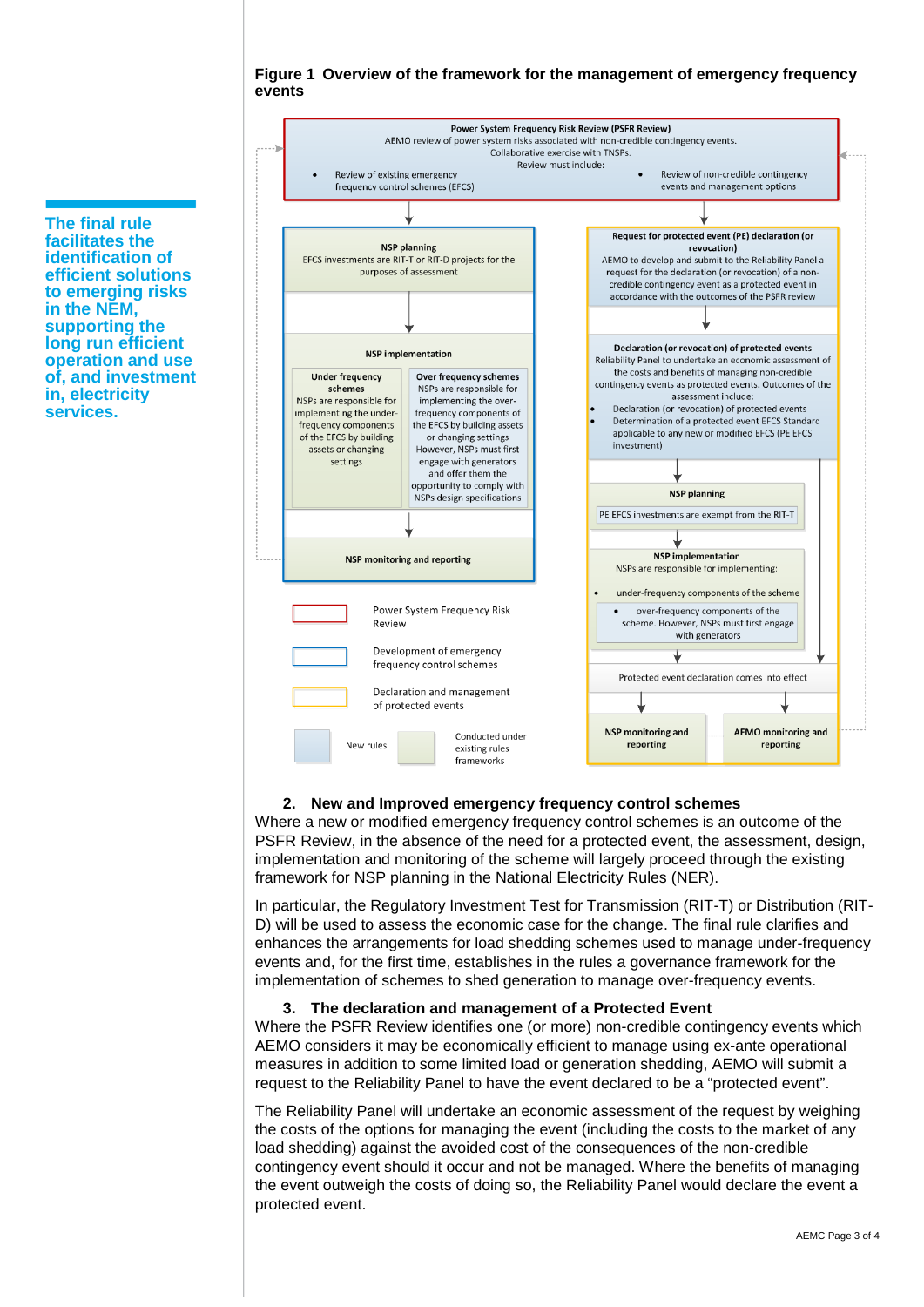The final rule facilitates the identification of efficient solutions to emerging risks in the NEM, supporting the long run efficient operation and use of, and investment in, electricity services.

**Figure 1 Overview of the framework for the management of emergency frequency events**

**Power System Frequency Risk Review (PSFR Review)**
AEMO review of power system risks associated with non-credible contingency events.
Collaborative exercise with TNSPs.
Review must include:

- Review of existing emergency frequency control schemes (EFCS)
- Review of non-credible contingency events and management options

**NSP planning**
EFCS investments are RIT-T or RIT-D projects for the purposes of assessment

**NSP implementation**

**Under frequency schemes**
NSPs are responsible for implementing the under-frequency components of the EFCS by building assets or changing settings

**Over frequency schemes**
NSPs are responsible for the over-frequency components of the EFCS by building assets or changing settings However, NSPs must first engage with generators and offer them the opportunity to comply with NSPs design specifications

**NSP monitoring and reporting**

**Request for protected event (PE) declaration (or revocation)**
AEMO to develop and submit to the Reliability Panel a request for the declaration (or revocation) of a non-credible contingency event as a protected event in accordance with the outcomes of the PSFR review

**Declaration (or revocation) of protected events**
Reliability Panel to undertake an economic assessment of the costs and benefits of managing non-credible contingency events as protected events. Outcomes of the assessment include:

- Declaration (or revocation) of protected events
- Determination of a protected event EFCS Standard applicable to any new or modified EFCS (PE EFCS investment)

**NSP planning**
PE EFCS investments are exempt from the RIT-T

**NSP implementation**
NSPs are responsible for implementing:

- under-frequency components of the scheme
- over-frequency components of the scheme. However, NSPs must first engage with generators

Protected event declaration comes into effect

**NSP monitoring and reporting**

**AEMO monitoring and reporting**

Legend:
- Power System Frequency Risk Review
- Development of emergency frequency control schemes
- Declaration and management of protected events
- New rules
- Conducted under existing rules frameworks

## 2. New and Improved emergency frequency control schemes

Where a new or modified emergency frequency control schemes is an outcome of the PSFR Review, in the absence of the need for a protected event, the assessment, design, implementation and monitoring of the scheme will largely proceed through the existing framework for NSP planning in the National Electricity Rules (NER).

In particular, the Regulatory Investment Test for Transmission (RIT-T) or Distribution (RIT-D) will be used to assess the economic case for the change. The final rule clarifies and enhances the arrangements for load shedding schemes used to manage under-frequency events and, for the first time, establishes in the rules a governance framework for the implementation of schemes to shed generation to manage over-frequency events.

## 3. The declaration and management of a Protected Event

Where the PSFR Review identifies one (or more) non-credible contingency events which AEMO considers it may be economically efficient to manage using ex-ante operational measures in addition to some limited load or generation shedding, AEMO will submit a request to the Reliability Panel to have the event declared to be a "protected event".

The Reliability Panel will undertake an economic assessment of the request by weighing the costs of the options for managing the event (including the costs to the market of any load shedding) against the avoided cost of the consequences of the non-credible contingency event should it occur and not be managed. Where the benefits of managing the event outweigh the costs of doing so, the Reliability Panel would declare the event a protected event.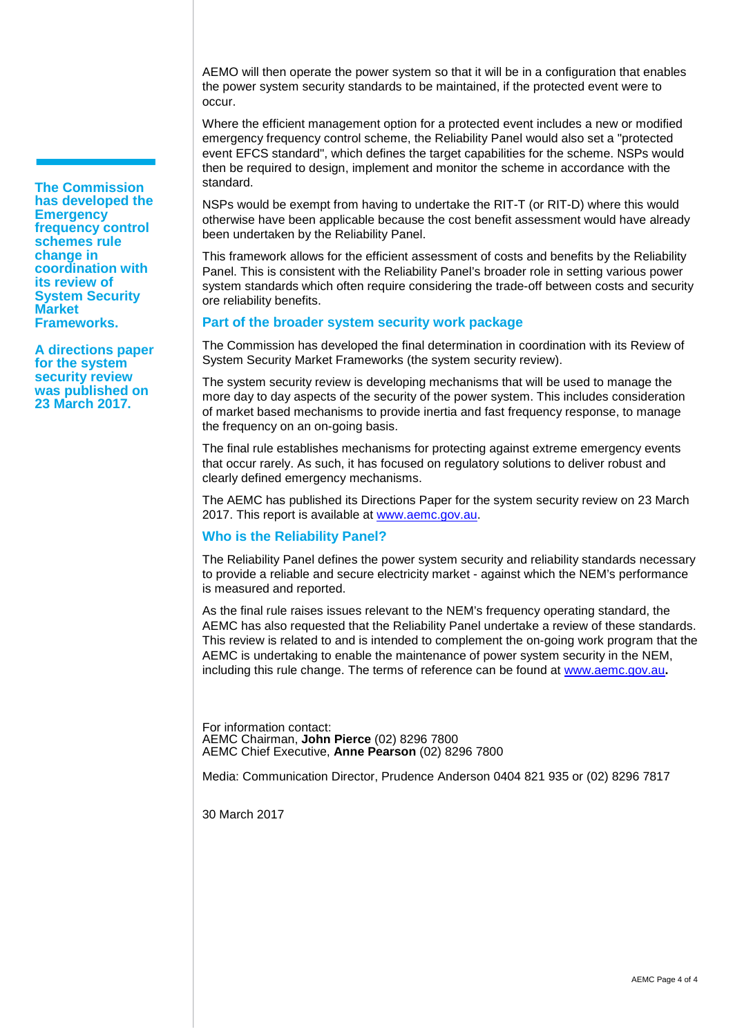**The Commission has developed the Emergency frequency control schemes rule change in coordination with its review of System Security Market Frameworks.**

**A directions paper for the system security review was published on 23 March 2017.**

AEMO will then operate the power system so that it will be in a configuration that enables the power system security standards to be maintained, if the protected event were to occur.

Where the efficient management option for a protected event includes a new or modified emergency frequency control scheme, the Reliability Panel would also set a "protected event EFCS standard", which defines the target capabilities for the scheme. NSPs would then be required to design, implement and monitor the scheme in accordance with the standard.

NSPs would be exempt from having to undertake the RIT-T (or RIT-D) where this would otherwise have been applicable because the cost benefit assessment would have already been undertaken by the Reliability Panel.

This framework allows for the efficient assessment of costs and benefits by the Reliability Panel. This is consistent with the Reliability Panel's broader role in setting various power system standards which often require considering the trade-off between costs and security ore reliability benefits.

## Part of the broader system security work package

The Commission has developed the final determination in coordination with its Review of System Security Market Frameworks (the system security review).

The system security review is developing mechanisms that will be used to manage the more day to day aspects of the security of the power system. This includes consideration of market based mechanisms to provide inertia and fast frequency response, to manage the frequency on an on-going basis.

The final rule establishes mechanisms for protecting against extreme emergency events that occur rarely. As such, it has focused on regulatory solutions to deliver robust and clearly defined emergency mechanisms.

The AEMC has published its Directions Paper for the system security review on 23 March 2017. This report is available at www.aemc.gov.au.

## Who is the Reliability Panel?

The Reliability Panel defines the power system security and reliability standards necessary to provide a reliable and secure electricity market - against which the NEM's performance is measured and reported.

As the final rule raises issues relevant to the NEM's frequency operating standard, the AEMC has also requested that the Reliability Panel undertake a review of these standards. This review is related to and is intended to complement the on-going work program that the AEMC is undertaking to enable the maintenance of power system security in the NEM, including this rule change. The terms of reference can be found at www.aemc.gov.au**.**

For information contact:
AEMC Chairman, **John Pierce** (02) 8296 7800
AEMC Chief Executive, **Anne Pearson** (02) 8296 7800

Media: Communication Director, Prudence Anderson 0404 821 935 or (02) 8296 7817

30 March 2017